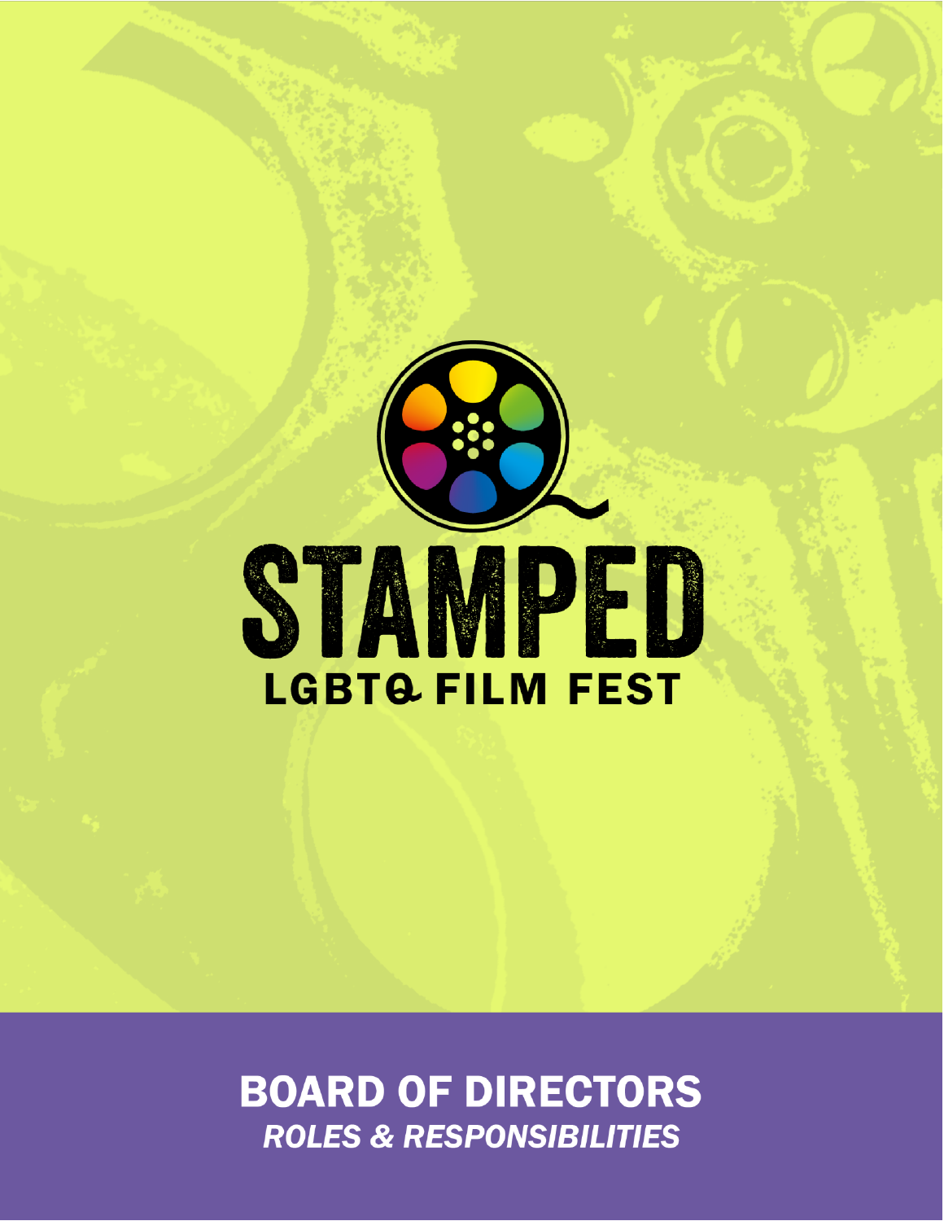# STAMPED

## LGBTQ FILM FEST

# BOARD OF DIRECTORS

***ROLES & RESPONSIBILITIES***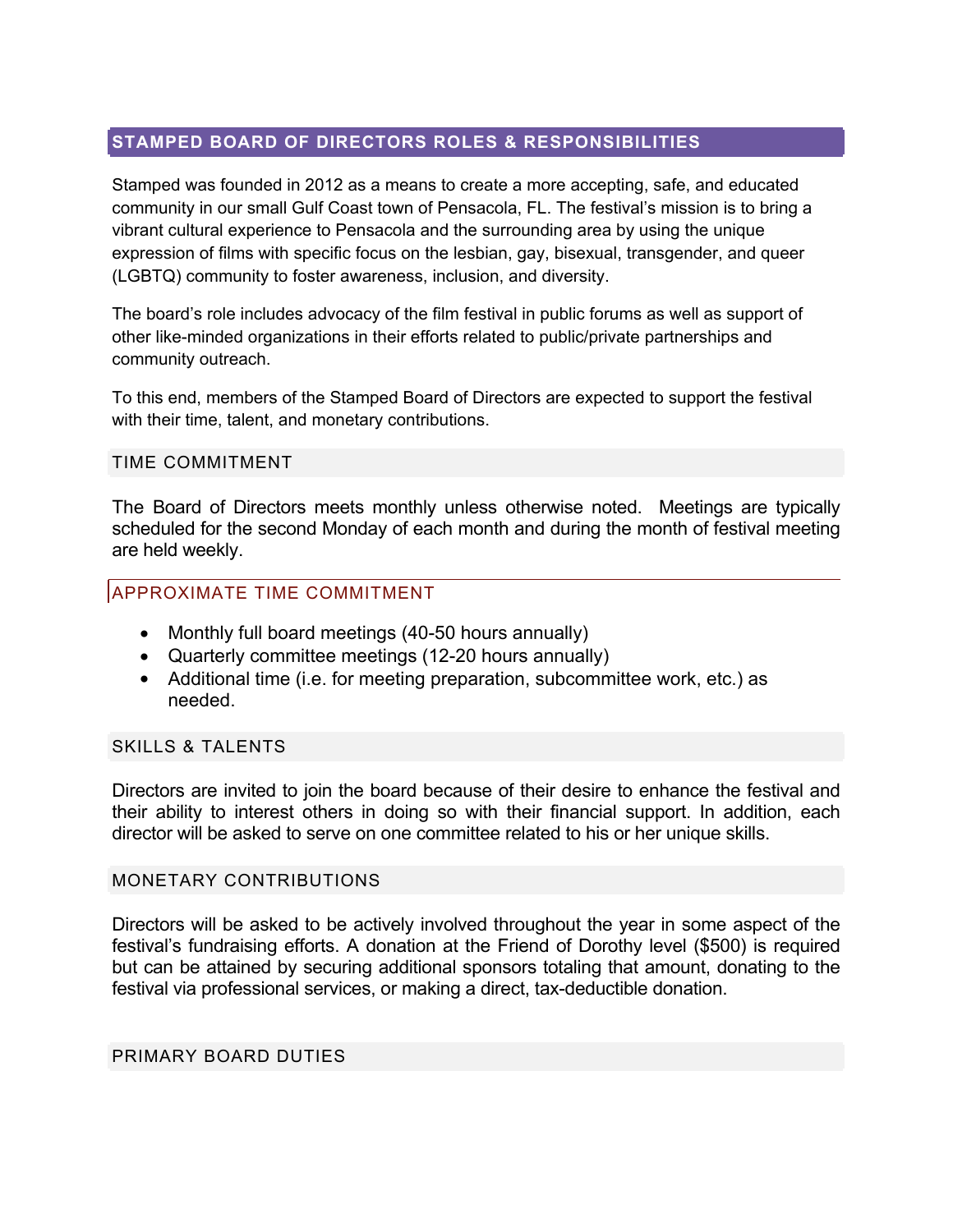## STAMPED BOARD OF DIRECTORS ROLES & RESPONSIBILITIES

Stamped was founded in 2012 as a means to create a more accepting, safe, and educated community in our small Gulf Coast town of Pensacola, FL. The festival's mission is to bring a vibrant cultural experience to Pensacola and the surrounding area by using the unique expression of films with specific focus on the lesbian, gay, bisexual, transgender, and queer (LGBTQ) community to foster awareness, inclusion, and diversity.

The board's role includes advocacy of the film festival in public forums as well as support of other like-minded organizations in their efforts related to public/private partnerships and community outreach.

To this end, members of the Stamped Board of Directors are expected to support the festival with their time, talent, and monetary contributions.

### TIME COMMITMENT

The Board of Directors meets monthly unless otherwise noted. Meetings are typically scheduled for the second Monday of each month and during the month of festival meeting are held weekly.

#### APPROXIMATE TIME COMMITMENT

- Monthly full board meetings (40-50 hours annually)
- Quarterly committee meetings (12-20 hours annually)
- Additional time (i.e. for meeting preparation, subcommittee work, etc.) as needed.

### SKILLS & TALENTS

Directors are invited to join the board because of their desire to enhance the festival and their ability to interest others in doing so with their financial support. In addition, each director will be asked to serve on one committee related to his or her unique skills.

### MONETARY CONTRIBUTIONS

Directors will be asked to be actively involved throughout the year in some aspect of the festival's fundraising efforts. A donation at the Friend of Dorothy level ($500) is required but can be attained by securing additional sponsors totaling that amount, donating to the festival via professional services, or making a direct, tax-deductible donation.

### PRIMARY BOARD DUTIES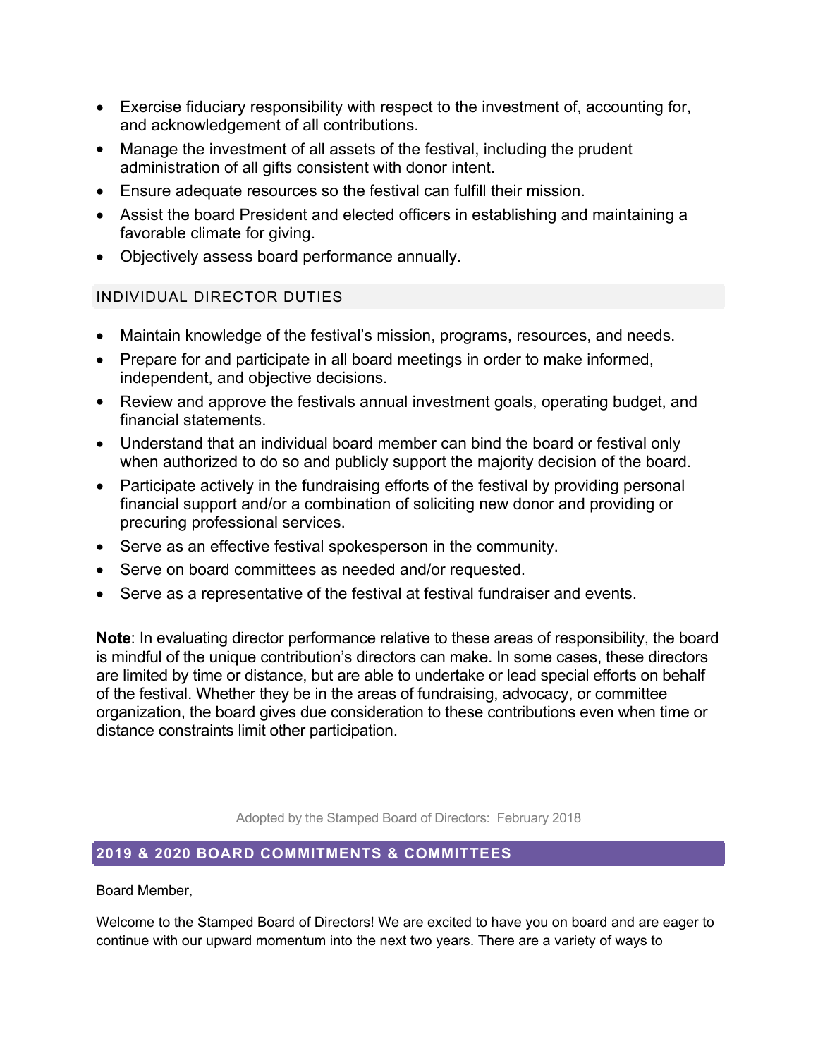- Exercise fiduciary responsibility with respect to the investment of, accounting for, and acknowledgement of all contributions.
- Manage the investment of all assets of the festival, including the prudent administration of all gifts consistent with donor intent.
- Ensure adequate resources so the festival can fulfill their mission.
- Assist the board President and elected officers in establishing and maintaining a favorable climate for giving.
- Objectively assess board performance annually.

## INDIVIDUAL DIRECTOR DUTIES

- Maintain knowledge of the festival's mission, programs, resources, and needs.
- Prepare for and participate in all board meetings in order to make informed, independent, and objective decisions.
- Review and approve the festivals annual investment goals, operating budget, and financial statements.
- Understand that an individual board member can bind the board or festival only when authorized to do so and publicly support the majority decision of the board.
- Participate actively in the fundraising efforts of the festival by providing personal financial support and/or a combination of soliciting new donor and providing or precuring professional services.
- Serve as an effective festival spokesperson in the community.
- Serve on board committees as needed and/or requested.
- Serve as a representative of the festival at festival fundraiser and events.

**Note**: In evaluating director performance relative to these areas of responsibility, the board is mindful of the unique contribution's directors can make. In some cases, these directors are limited by time or distance, but are able to undertake or lead special efforts on behalf of the festival. Whether they be in the areas of fundraising, advocacy, or committee organization, the board gives due consideration to these contributions even when time or distance constraints limit other participation.

Adopted by the Stamped Board of Directors: February 2018

## 2019 & 2020 BOARD COMMITMENTS & COMMITTEES

Board Member,

Welcome to the Stamped Board of Directors! We are excited to have you on board and are eager to continue with our upward momentum into the next two years. There are a variety of ways to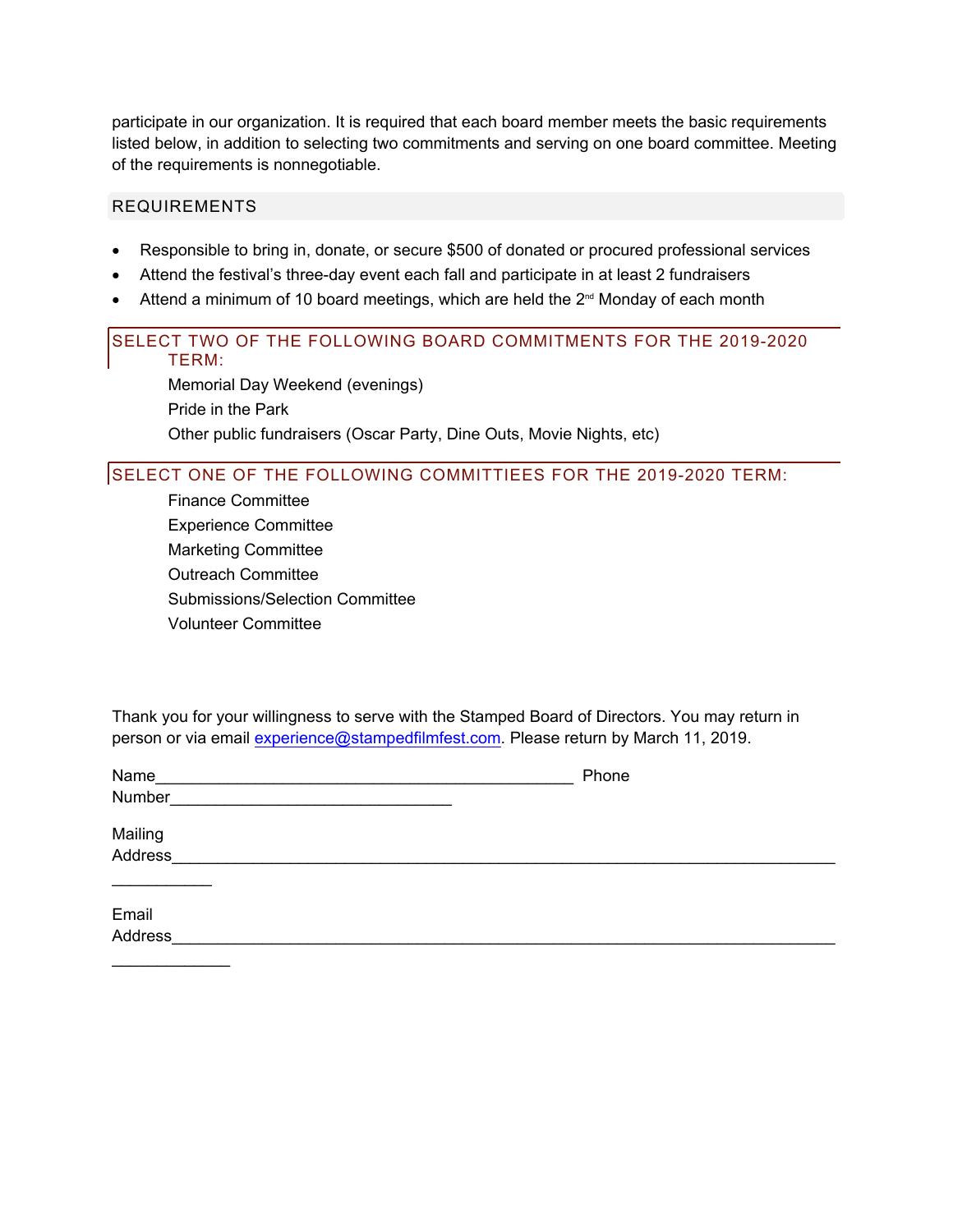participate in our organization. It is required that each board member meets the basic requirements listed below, in addition to selecting two commitments and serving on one board committee. Meeting of the requirements is nonnegotiable.

## REQUIREMENTS

- Responsible to bring in, donate, or secure $500 of donated or procured professional services
- Attend the festival's three-day event each fall and participate in at least 2 fundraisers
- Attend a minimum of 10 board meetings, which are held the 2nd Monday of each month

## SELECT TWO OF THE FOLLOWING BOARD COMMITMENTS FOR THE 2019-2020 TERM:

Memorial Day Weekend (evenings)

Pride in the Park

Other public fundraisers (Oscar Party, Dine Outs, Movie Nights, etc)

## SELECT ONE OF THE FOLLOWING COMMITTIEES FOR THE 2019-2020 TERM:

Finance Committee

Experience Committee

Marketing Committee

Outreach Committee

Submissions/Selection Committee

Volunteer Committee

Thank you for your willingness to serve with the Stamped Board of Directors. You may return in person or via email experience@stampedfilmfest.com. Please return by March 11, 2019.

Name_______________________________________________ Phone Number______________________________

Mailing Address_____________________________________________________________________________________

Email Address_____________________________________________________________________________________